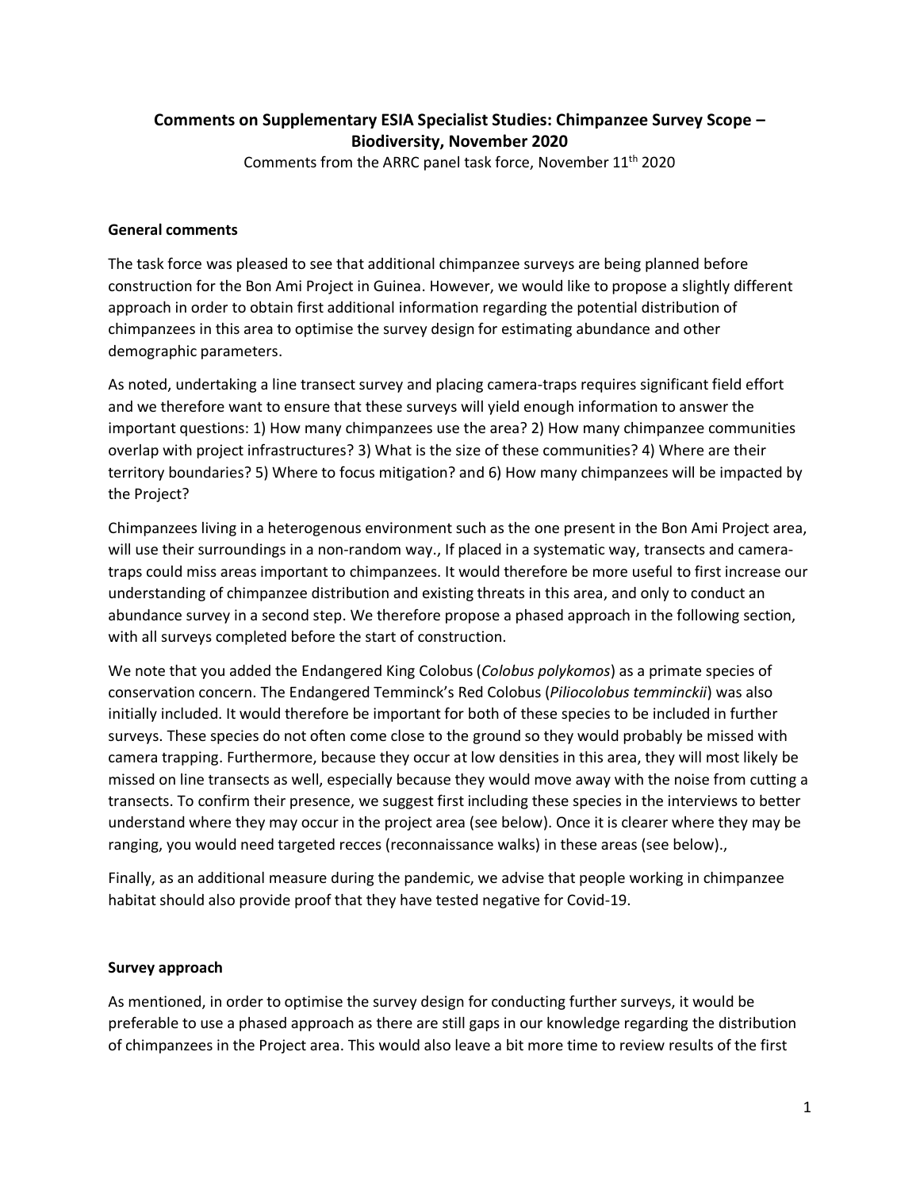# Comments on Supplementary ESIA Specialist Studies: Chimpanzee Survey Scope – Biodiversity, November 2020

Comments from the ARRC panel task force, November 11th 2020

## General comments

The task force was pleased to see that additional chimpanzee surveys are being planned before construction for the Bon Ami Project in Guinea. However, we would like to propose a slightly different approach in order to obtain first additional information regarding the potential distribution of chimpanzees in this area to optimise the survey design for estimating abundance and other demographic parameters.

As noted, undertaking a line transect survey and placing camera-traps requires significant field effort and we therefore want to ensure that these surveys will yield enough information to answer the important questions: 1) How many chimpanzees use the area? 2) How many chimpanzee communities overlap with project infrastructures? 3) What is the size of these communities? 4) Where are their territory boundaries? 5) Where to focus mitigation? and 6) How many chimpanzees will be impacted by the Project?

Chimpanzees living in a heterogenous environment such as the one present in the Bon Ami Project area, will use their surroundings in a non-random way., If placed in a systematic way, transects and camera-traps could miss areas important to chimpanzees. It would therefore be more useful to first increase our understanding of chimpanzee distribution and existing threats in this area, and only to conduct an abundance survey in a second step. We therefore propose a phased approach in the following section, with all surveys completed before the start of construction.

We note that you added the Endangered King Colobus (*Colobus polykomos*) as a primate species of conservation concern. The Endangered Temminck's Red Colobus (*Piliocolobus temminckii*) was also initially included. It would therefore be important for both of these species to be included in further surveys. These species do not often come close to the ground so they would probably be missed with camera trapping. Furthermore, because they occur at low densities in this area, they will most likely be missed on line transects as well, especially because they would move away with the noise from cutting a transects. To confirm their presence, we suggest first including these species in the interviews to better understand where they may occur in the project area (see below). Once it is clearer where they may be ranging, you would need targeted recces (reconnaissance walks) in these areas (see below).,

Finally, as an additional measure during the pandemic, we advise that people working in chimpanzee habitat should also provide proof that they have tested negative for Covid-19.

## Survey approach

As mentioned, in order to optimise the survey design for conducting further surveys, it would be preferable to use a phased approach as there are still gaps in our knowledge regarding the distribution of chimpanzees in the Project area. This would also leave a bit more time to review results of the first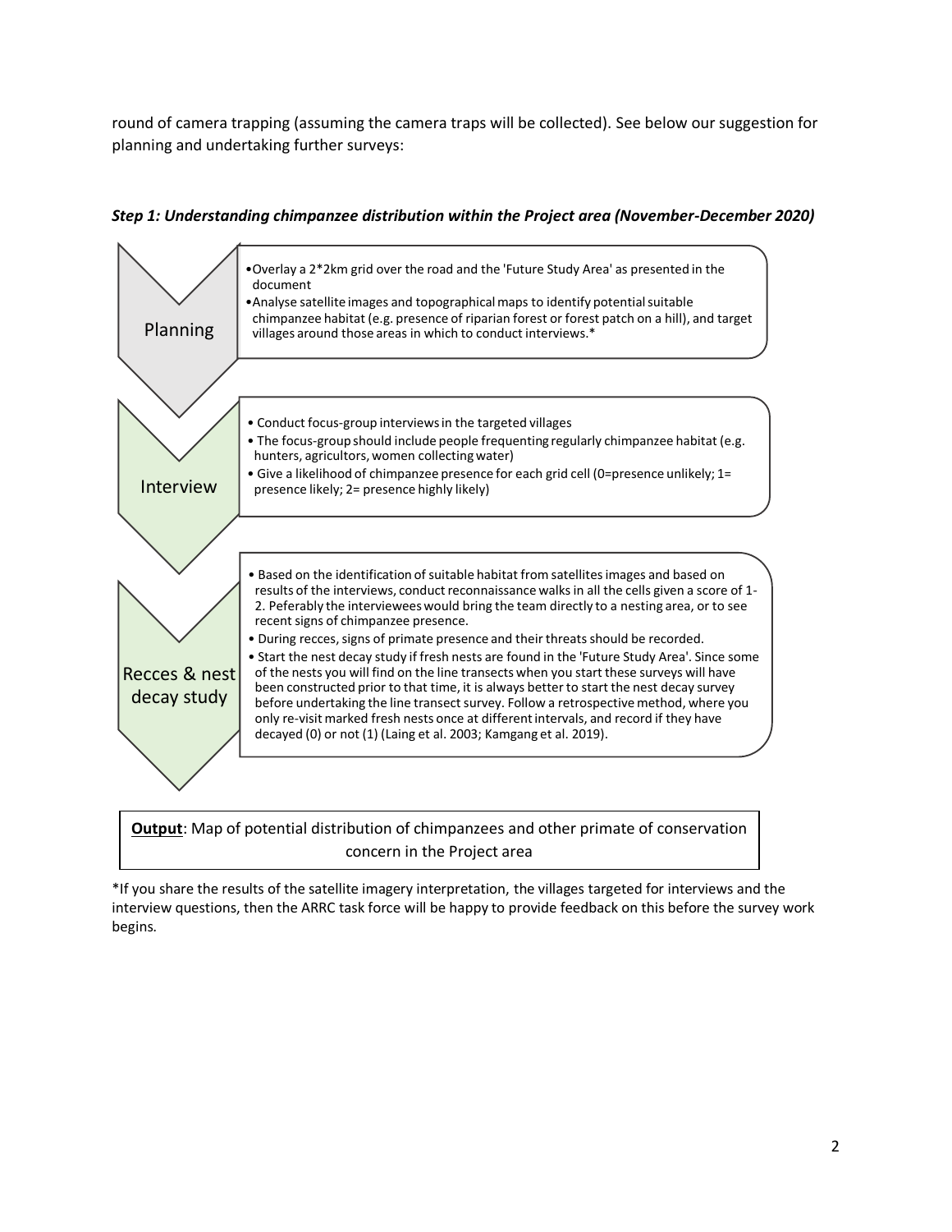round of camera trapping (assuming the camera traps will be collected). See below our suggestion for planning and undertaking further surveys:

***Step 1: Understanding chimpanzee distribution within the Project area (November-December 2020)***

**Planning**

- Overlay a 2*2km grid over the road and the 'Future Study Area' as presented in the document
- Analyse satellite images and topographical maps to identify potential suitable chimpanzee habitat (e.g. presence of riparian forest or forest patch on a hill), and target villages around those areas in which to conduct interviews.*

**Interview**

- Conduct focus-group interviews in the targeted villages
- The focus-group should include people frequenting regularly chimpanzee habitat (e.g. hunters, agricultors, women collecting water)
- Give a likelihood of chimpanzee presence for each grid cell (0=presence unlikely; 1= presence likely; 2= presence highly likely)

**Recces & nest decay study**

- Based on the identification of suitable habitat from satellites images and based on results of the interviews, conduct reconnaissance walks in all the cells given a score of 1-2. Peferably the interviewees would bring the team directly to a nesting area, or to see recent signs of chimpanzee presence.
- During recces, signs of primate presence and their threats should be recorded.
- Start the nest decay study if fresh nests are found in the 'Future Study Area'. Since some of the nests you will find on the line transects when you start these surveys will have been constructed prior to that time, it is always better to start the nest decay survey before undertaking the line transect survey. Follow a retrospective method, where you only re-visit marked fresh nests once at different intervals, and record if they have decayed (0) or not (1) (Laing et al. 2003; Kamgang et al. 2019).

**Output**: Map of potential distribution of chimpanzees and other primate of conservation concern in the Project area

*If you share the results of the satellite imagery interpretation, the villages targeted for interviews and the interview questions, then the ARRC task force will be happy to provide feedback on this before the survey work begins.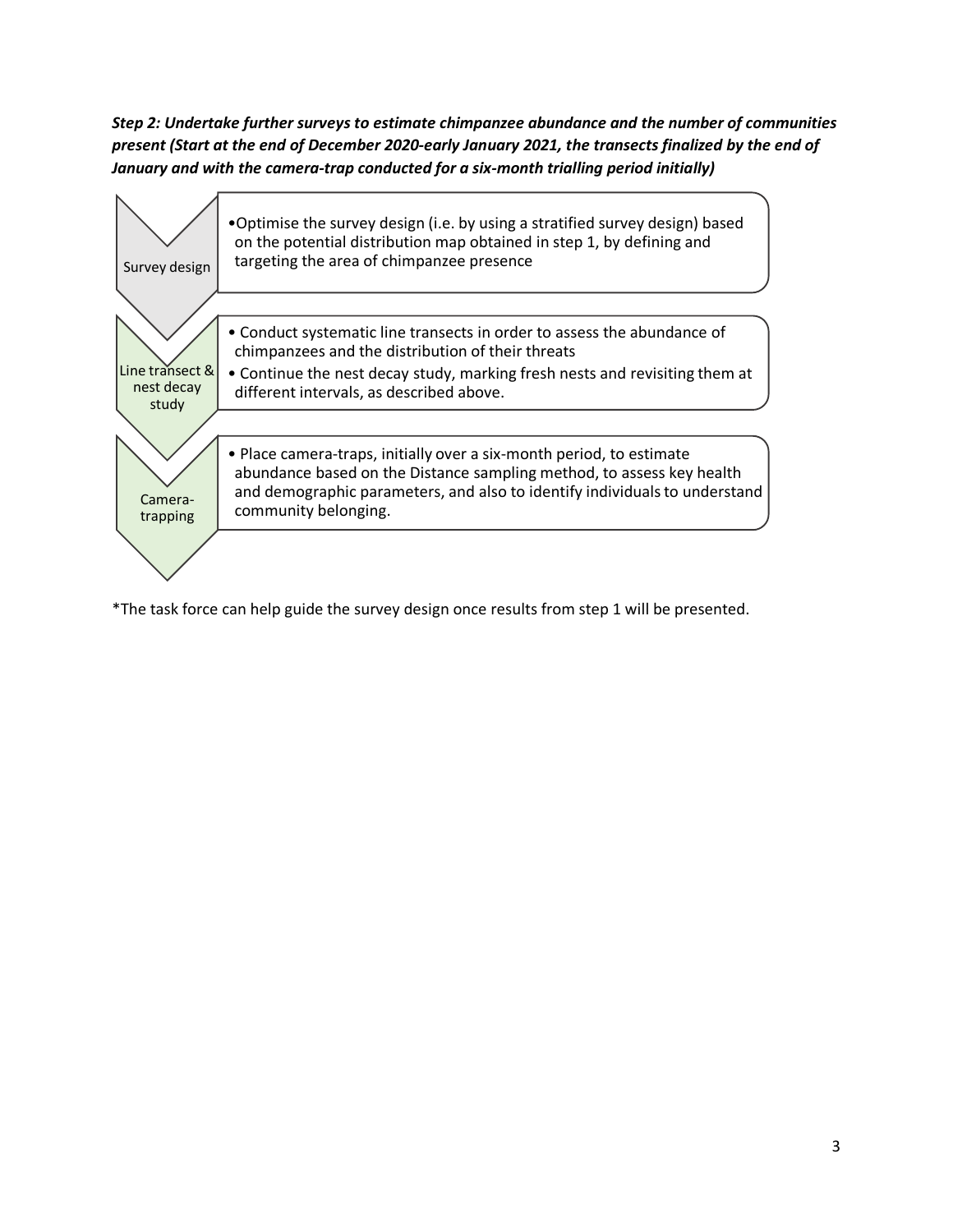***Step 2: Undertake further surveys to estimate chimpanzee abundance and the number of communities present (Start at the end of December 2020-early January 2021, the transects finalized by the end of January and with the camera-trap conducted for a six-month trialling period initially)***

**Survey design**

- Optimise the survey design (i.e. by using a stratified survey design) based on the potential distribution map obtained in step 1, by defining and targeting the area of chimpanzee presence

**Line transect & nest decay study**

- Conduct systematic line transects in order to assess the abundance of chimpanzees and the distribution of their threats
- Continue the nest decay study, marking fresh nests and revisiting them at different intervals, as described above.

**Camera-trapping**

- Place camera-traps, initially over a six-month period, to estimate abundance based on the Distance sampling method, to assess key health and demographic parameters, and also to identify individuals to understand community belonging.

*The task force can help guide the survey design once results from step 1 will be presented.